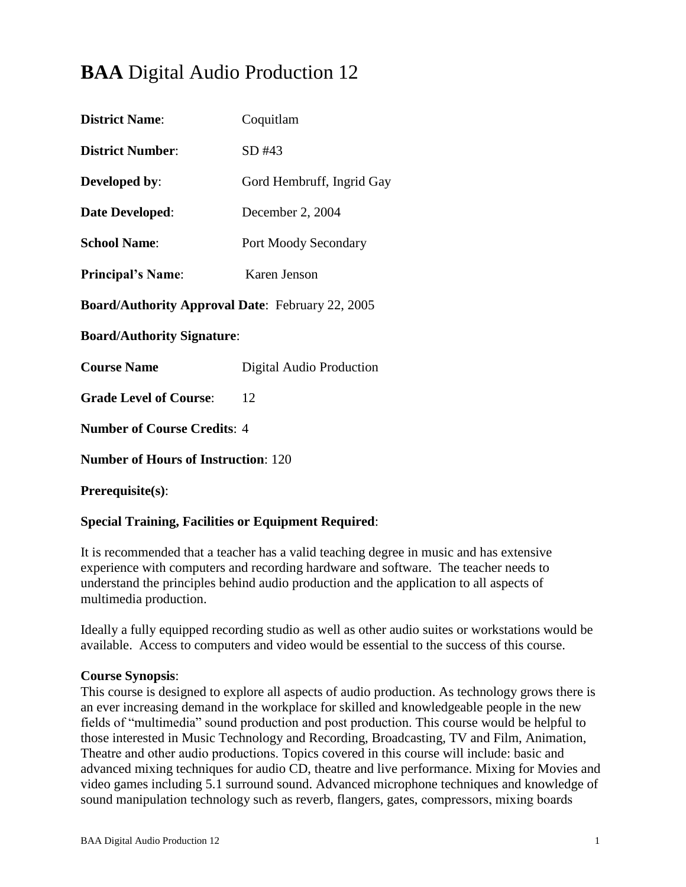# **BAA** Digital Audio Production 12

**District Name**: Coquitlam

**District Number**: SD #43

**Developed by**: Gord Hembruff, Ingrid Gay

**Date Developed**: December 2, 2004

**School Name**: Port Moody Secondary

**Principal's Name**: Karen Jenson

**Board/Authority Approval Date**: February 22, 2005

**Board/Authority Signature**:

**Course Name** Digital Audio Production

**Grade Level of Course**: 12

**Number of Course Credits**: 4

**Number of Hours of Instruction**: 120

**Prerequisite(s)**:

**Special Training, Facilities or Equipment Required**:

It is recommended that a teacher has a valid teaching degree in music and has extensive experience with computers and recording hardware and software. The teacher needs to understand the principles behind audio production and the application to all aspects of multimedia production.

Ideally a fully equipped recording studio as well as other audio suites or workstations would be available. Access to computers and video would be essential to the success of this course.

**Course Synopsis**:
This course is designed to explore all aspects of audio production. As technology grows there is an ever increasing demand in the workplace for skilled and knowledgeable people in the new fields of "multimedia" sound production and post production. This course would be helpful to those interested in Music Technology and Recording, Broadcasting, TV and Film, Animation, Theatre and other audio productions. Topics covered in this course will include: basic and advanced mixing techniques for audio CD, theatre and live performance. Mixing for Movies and video games including 5.1 surround sound. Advanced microphone techniques and knowledge of sound manipulation technology such as reverb, flangers, gates, compressors, mixing boards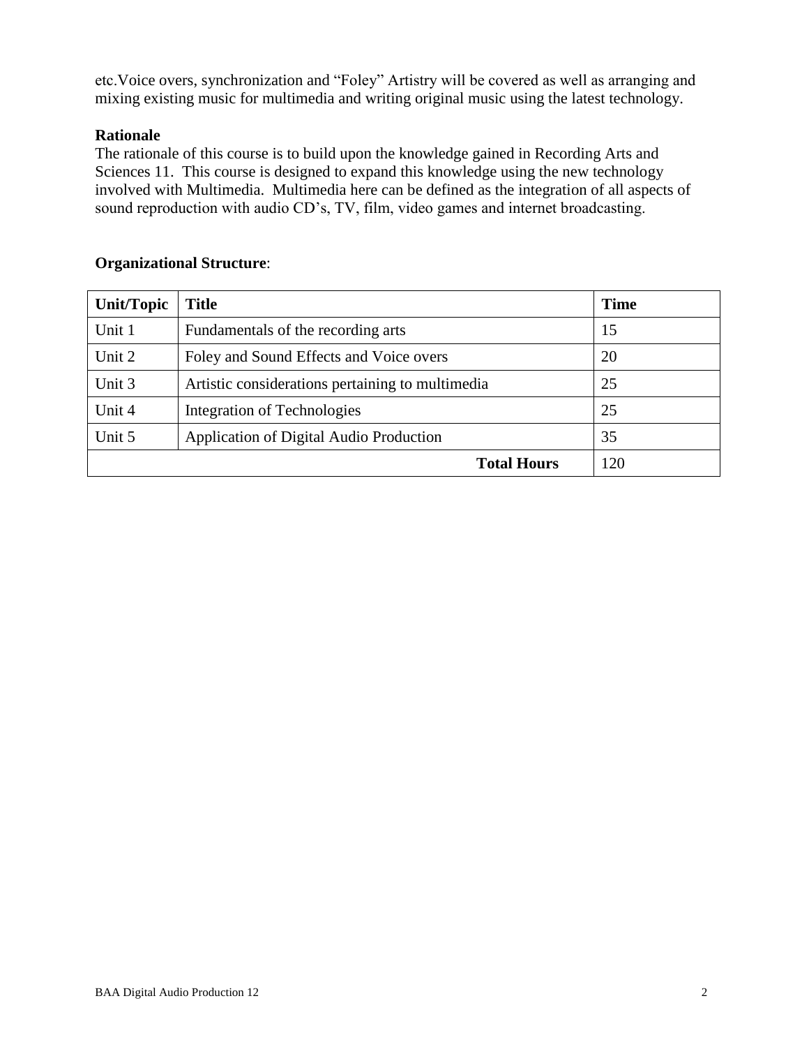etc.Voice overs, synchronization and "Foley" Artistry will be covered as well as arranging and mixing existing music for multimedia and writing original music using the latest technology.

**Rationale**

The rationale of this course is to build upon the knowledge gained in Recording Arts and Sciences 11. This course is designed to expand this knowledge using the new technology involved with Multimedia. Multimedia here can be defined as the integration of all aspects of sound reproduction with audio CD's, TV, film, video games and internet broadcasting.

**Organizational Structure**:

| Unit/Topic | Title | Time |
|---|---|---|
| Unit 1 | Fundamentals of the recording arts | 15 |
| Unit 2 | Foley and Sound Effects and Voice overs | 20 |
| Unit 3 | Artistic considerations pertaining to multimedia | 25 |
| Unit 4 | Integration of Technologies | 25 |
| Unit 5 | Application of Digital Audio Production | 35 |
| | **Total Hours** | 120 |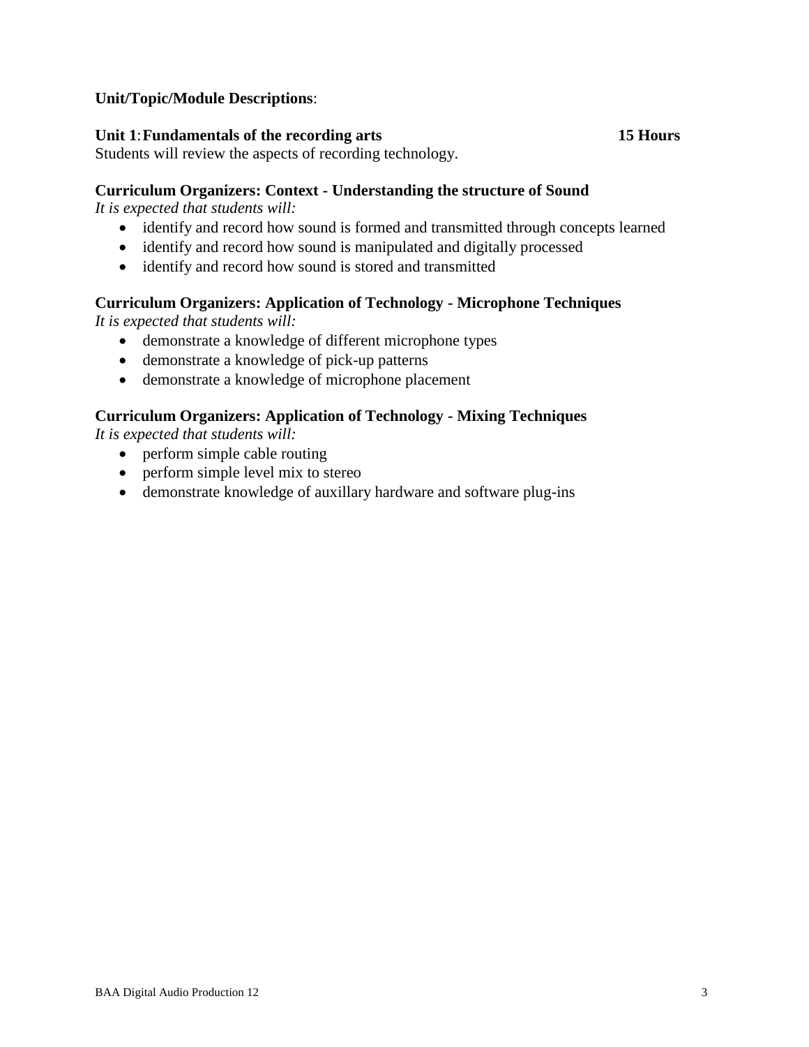**Unit/Topic/Module Descriptions**:

**Unit 1**: **Fundamentals of the recording arts** **15 Hours**

Students will review the aspects of recording technology.

**Curriculum Organizers: Context - Understanding the structure of Sound**

*It is expected that students will:*

- identify and record how sound is formed and transmitted through concepts learned
- identify and record how sound is manipulated and digitally processed
- identify and record how sound is stored and transmitted

**Curriculum Organizers: Application of Technology - Microphone Techniques**

*It is expected that students will:*

- demonstrate a knowledge of different microphone types
- demonstrate a knowledge of pick-up patterns
- demonstrate a knowledge of microphone placement

**Curriculum Organizers: Application of Technology - Mixing Techniques**

*It is expected that students will:*

- perform simple cable routing
- perform simple level mix to stereo
- demonstrate knowledge of auxillary hardware and software plug-ins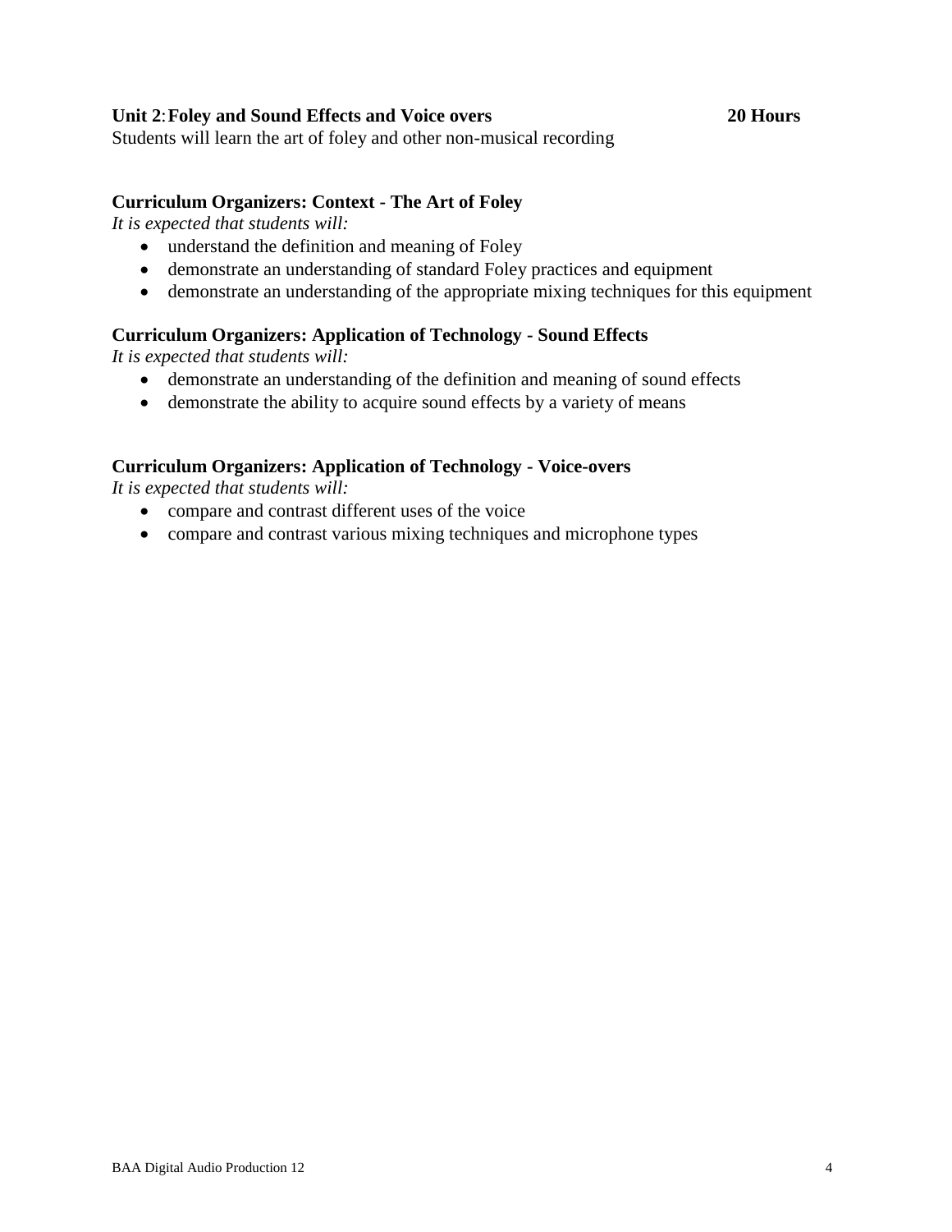**Unit 2**:**Foley and Sound Effects and Voice overs** **20 Hours**

Students will learn the art of foley and other non-musical recording

**Curriculum Organizers: Context - The Art of Foley**

*It is expected that students will:*

- understand the definition and meaning of Foley
- demonstrate an understanding of standard Foley practices and equipment
- demonstrate an understanding of the appropriate mixing techniques for this equipment

**Curriculum Organizers: Application of Technology - Sound Effects**

*It is expected that students will:*

- demonstrate an understanding of the definition and meaning of sound effects
- demonstrate the ability to acquire sound effects by a variety of means

**Curriculum Organizers: Application of Technology - Voice-overs**

*It is expected that students will:*

- compare and contrast different uses of the voice
- compare and contrast various mixing techniques and microphone types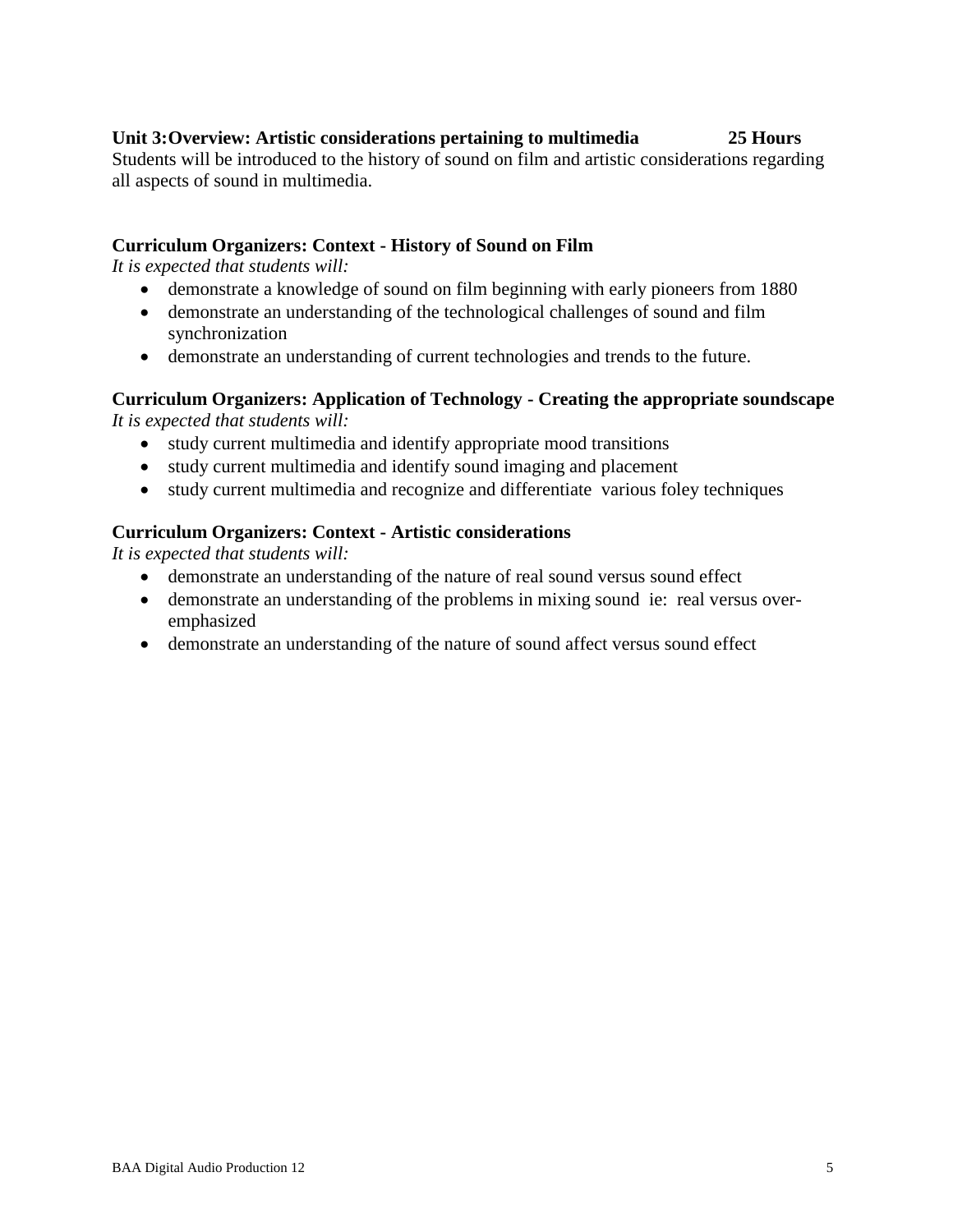**Unit 3: Overview: Artistic considerations pertaining to multimedia 25 Hours**

Students will be introduced to the history of sound on film and artistic considerations regarding all aspects of sound in multimedia.

**Curriculum Organizers: Context - History of Sound on Film**

*It is expected that students will:*

- demonstrate a knowledge of sound on film beginning with early pioneers from 1880
- demonstrate an understanding of the technological challenges of sound and film synchronization
- demonstrate an understanding of current technologies and trends to the future.

**Curriculum Organizers: Application of Technology - Creating the appropriate soundscape**

*It is expected that students will:*

- study current multimedia and identify appropriate mood transitions
- study current multimedia and identify sound imaging and placement
- study current multimedia and recognize and differentiate various foley techniques

**Curriculum Organizers: Context - Artistic considerations**

*It is expected that students will:*

- demonstrate an understanding of the nature of real sound versus sound effect
- demonstrate an understanding of the problems in mixing sound ie: real versus over-emphasized
- demonstrate an understanding of the nature of sound affect versus sound effect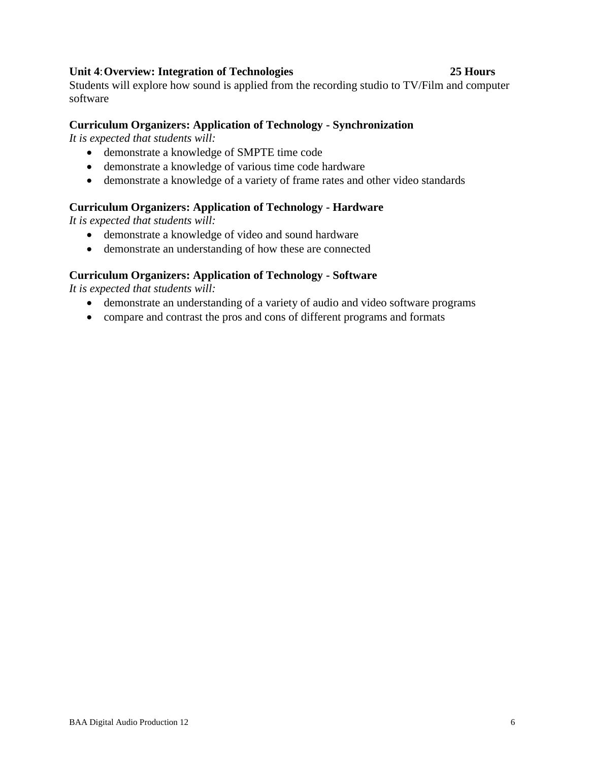**Unit 4: Overview: Integration of Technologies 25 Hours**

Students will explore how sound is applied from the recording studio to TV/Film and computer software

**Curriculum Organizers: Application of Technology - Synchronization**

*It is expected that students will:*

- demonstrate a knowledge of SMPTE time code
- demonstrate a knowledge of various time code hardware
- demonstrate a knowledge of a variety of frame rates and other video standards

**Curriculum Organizers: Application of Technology - Hardware**

*It is expected that students will:*

- demonstrate a knowledge of video and sound hardware
- demonstrate an understanding of how these are connected

**Curriculum Organizers: Application of Technology - Software**

*It is expected that students will:*

- demonstrate an understanding of a variety of audio and video software programs
- compare and contrast the pros and cons of different programs and formats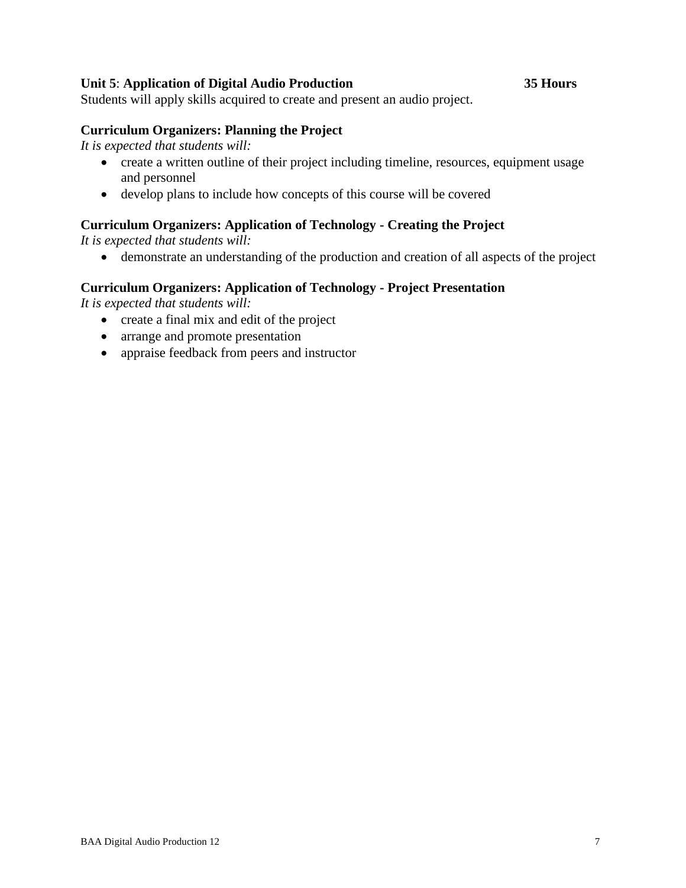**Unit 5**: **Application of Digital Audio Production** **35 Hours**

Students will apply skills acquired to create and present an audio project.

**Curriculum Organizers: Planning the Project**

*It is expected that students will:*

- create a written outline of their project including timeline, resources, equipment usage and personnel
- develop plans to include how concepts of this course will be covered

**Curriculum Organizers: Application of Technology - Creating the Project**

*It is expected that students will:*

- demonstrate an understanding of the production and creation of all aspects of the project

**Curriculum Organizers: Application of Technology - Project Presentation**

*It is expected that students will:*

- create a final mix and edit of the project
- arrange and promote presentation
- appraise feedback from peers and instructor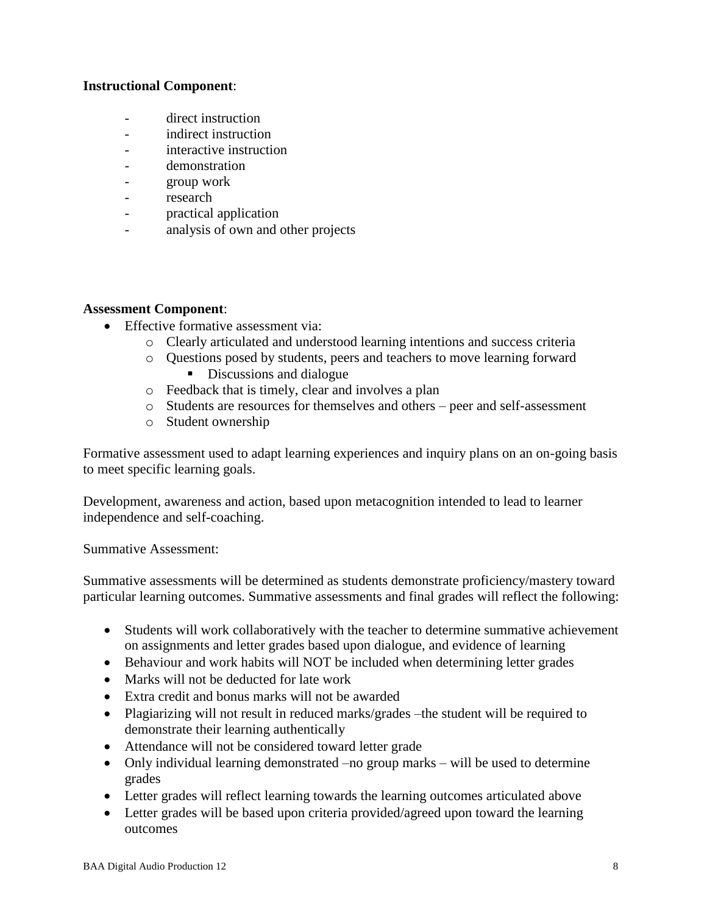**Instructional Component**:

- direct instruction
- indirect instruction
- interactive instruction
- demonstration
- group work
- research
- practical application
- analysis of own and other projects

**Assessment Component**:

- Effective formative assessment via:
  - Clearly articulated and understood learning intentions and success criteria
  - Questions posed by students, peers and teachers to move learning forward
    - Discussions and dialogue
  - Feedback that is timely, clear and involves a plan
  - Students are resources for themselves and others – peer and self-assessment
  - Student ownership

Formative assessment used to adapt learning experiences and inquiry plans on an on-going basis to meet specific learning goals.

Development, awareness and action, based upon metacognition intended to lead to learner independence and self-coaching.

Summative Assessment:

Summative assessments will be determined as students demonstrate proficiency/mastery toward particular learning outcomes. Summative assessments and final grades will reflect the following:

- Students will work collaboratively with the teacher to determine summative achievement on assignments and letter grades based upon dialogue, and evidence of learning
- Behaviour and work habits will NOT be included when determining letter grades
- Marks will not be deducted for late work
- Extra credit and bonus marks will not be awarded
- Plagiarizing will not result in reduced marks/grades –the student will be required to demonstrate their learning authentically
- Attendance will not be considered toward letter grade
- Only individual learning demonstrated –no group marks – will be used to determine grades
- Letter grades will reflect learning towards the learning outcomes articulated above
- Letter grades will be based upon criteria provided/agreed upon toward the learning outcomes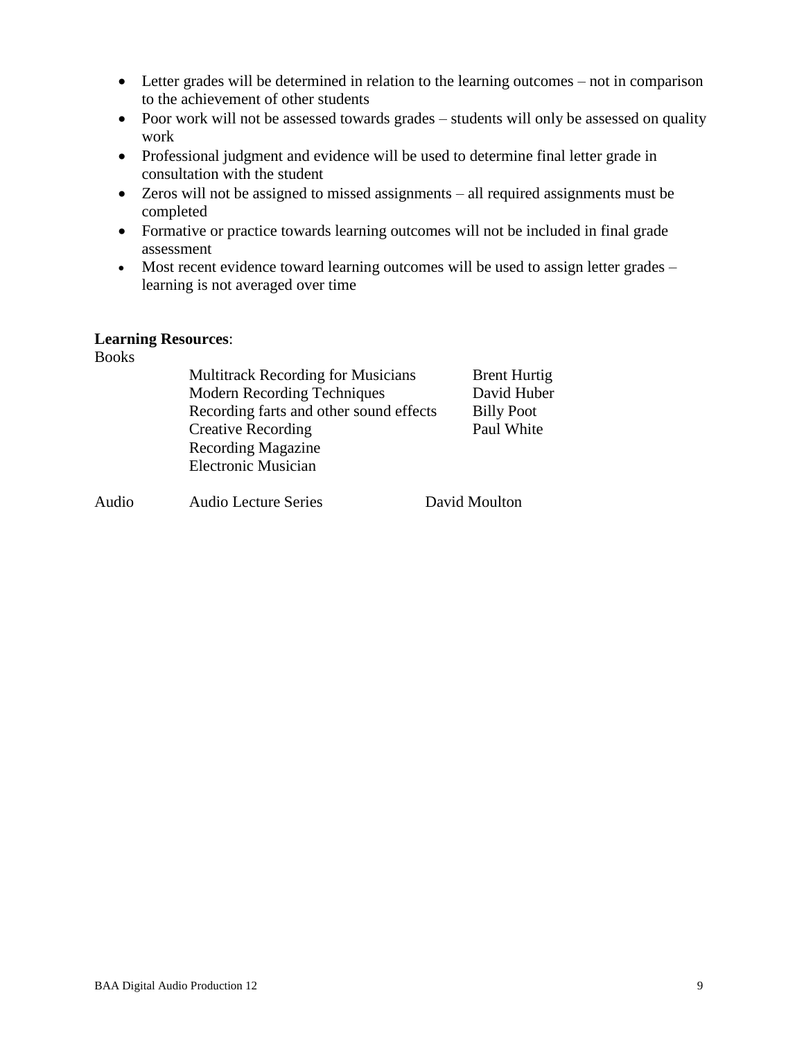- Letter grades will be determined in relation to the learning outcomes – not in comparison to the achievement of other students
- Poor work will not be assessed towards grades – students will only be assessed on quality work
- Professional judgment and evidence will be used to determine final letter grade in consultation with the student
- Zeros will not be assigned to missed assignments – all required assignments must be completed
- Formative or practice towards learning outcomes will not be included in final grade assessment
- Most recent evidence toward learning outcomes will be used to assign letter grades – learning is not averaged over time

**Learning Resources**:

| | | |
|---|---|---|
| Books | Multitrack Recording for Musicians | Brent Hurtig |
| | Modern Recording Techniques | David Huber |
| | Recording farts and other sound effects | Billy Poot |
| | Creative Recording | Paul White |
| | Recording Magazine | |
| | Electronic Musician | |
| Audio | Audio Lecture Series | David Moulton |